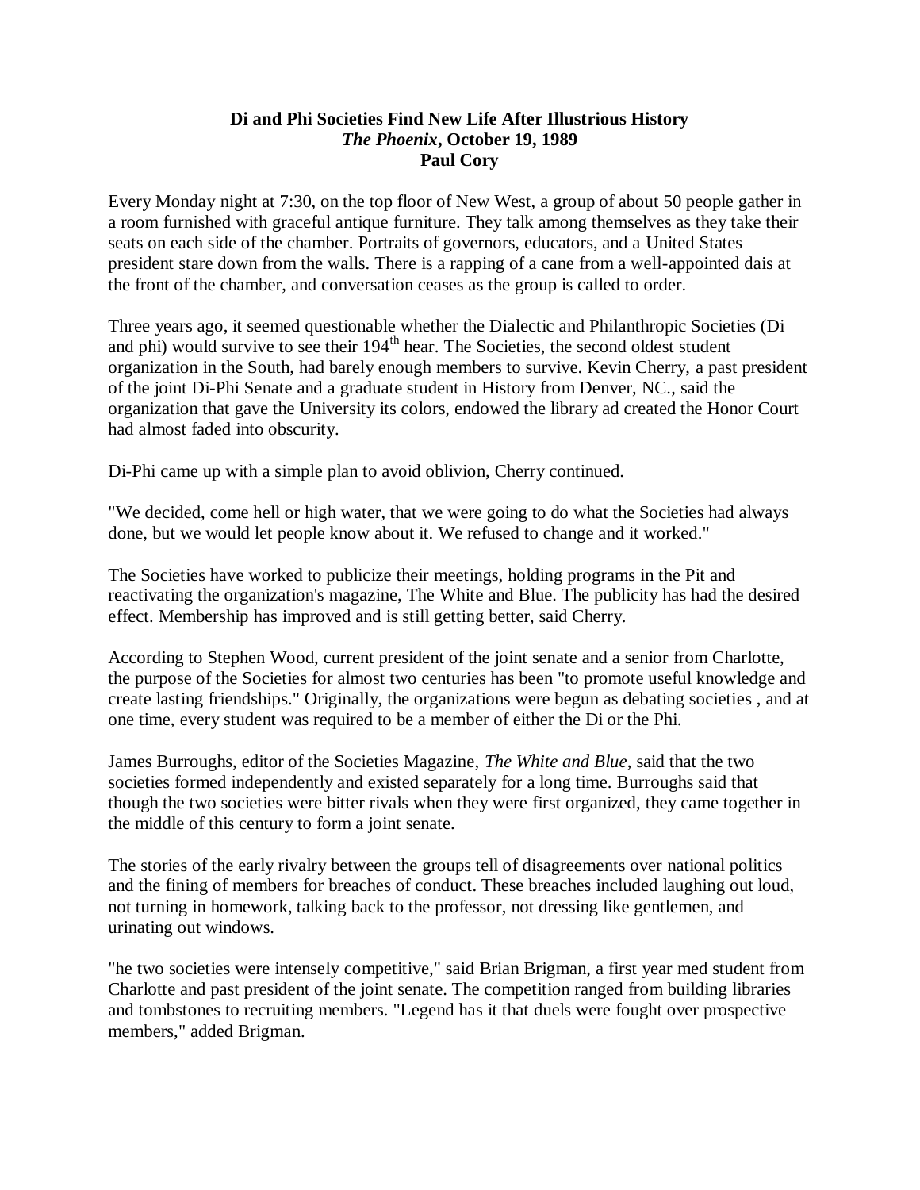**Di and Phi Societies Find New Life After Illustrious History**
***The Phoenix*, October 19, 1989**
**Paul Cory**

Every Monday night at 7:30, on the top floor of New West, a group of about 50 people gather in a room furnished with graceful antique furniture. They talk among themselves as they take their seats on each side of the chamber. Portraits of governors, educators, and a United States president stare down from the walls. There is a rapping of a cane from a well-appointed dais at the front of the chamber, and conversation ceases as the group is called to order.

Three years ago, it seemed questionable whether the Dialectic and Philanthropic Societies (Di and phi) would survive to see their 194th hear. The Societies, the second oldest student organization in the South, had barely enough members to survive. Kevin Cherry, a past president of the joint Di-Phi Senate and a graduate student in History from Denver, NC., said the organization that gave the University its colors, endowed the library ad created the Honor Court had almost faded into obscurity.

Di-Phi came up with a simple plan to avoid oblivion, Cherry continued.

"We decided, come hell or high water, that we were going to do what the Societies had always done, but we would let people know about it. We refused to change and it worked."

The Societies have worked to publicize their meetings, holding programs in the Pit and reactivating the organization's magazine, The White and Blue. The publicity has had the desired effect. Membership has improved and is still getting better, said Cherry.

According to Stephen Wood, current president of the joint senate and a senior from Charlotte, the purpose of the Societies for almost two centuries has been "to promote useful knowledge and create lasting friendships." Originally, the organizations were begun as debating societies , and at one time, every student was required to be a member of either the Di or the Phi.

James Burroughs, editor of the Societies Magazine, *The White and Blue*, said that the two societies formed independently and existed separately for a long time. Burroughs said that though the two societies were bitter rivals when they were first organized, they came together in the middle of this century to form a joint senate.

The stories of the early rivalry between the groups tell of disagreements over national politics and the fining of members for breaches of conduct. These breaches included laughing out loud, not turning in homework, talking back to the professor, not dressing like gentlemen, and urinating out windows.

"he two societies were intensely competitive," said Brian Brigman, a first year med student from Charlotte and past president of the joint senate. The competition ranged from building libraries and tombstones to recruiting members. "Legend has it that duels were fought over prospective members," added Brigman.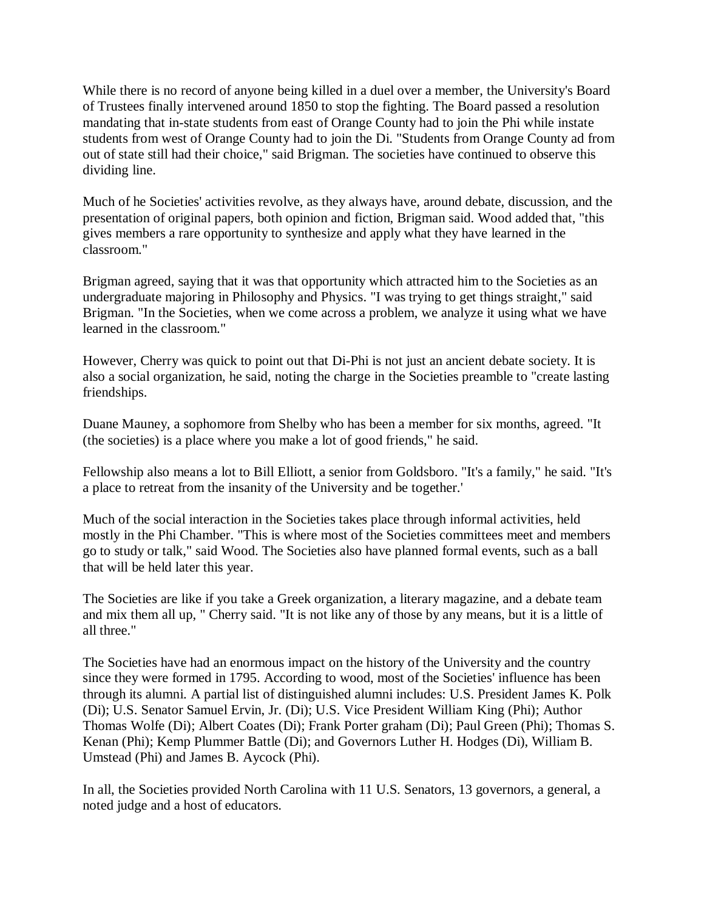While there is no record of anyone being killed in a duel over a member, the University's Board of Trustees finally intervened around 1850 to stop the fighting. The Board passed a resolution mandating that in-state students from east of Orange County had to join the Phi while instate students from west of Orange County had to join the Di. "Students from Orange County ad from out of state still had their choice," said Brigman. The societies have continued to observe this dividing line.

Much of he Societies' activities revolve, as they always have, around debate, discussion, and the presentation of original papers, both opinion and fiction, Brigman said. Wood added that, "this gives members a rare opportunity to synthesize and apply what they have learned in the classroom."

Brigman agreed, saying that it was that opportunity which attracted him to the Societies as an undergraduate majoring in Philosophy and Physics. "I was trying to get things straight," said Brigman. "In the Societies, when we come across a problem, we analyze it using what we have learned in the classroom."

However, Cherry was quick to point out that Di-Phi is not just an ancient debate society. It is also a social organization, he said, noting the charge in the Societies preamble to "create lasting friendships.

Duane Mauney, a sophomore from Shelby who has been a member for six months, agreed. "It (the societies) is a place where you make a lot of good friends," he said.

Fellowship also means a lot to Bill Elliott, a senior from Goldsboro. "It's a family," he said. "It's a place to retreat from the insanity of the University and be together.'

Much of the social interaction in the Societies takes place through informal activities, held mostly in the Phi Chamber. "This is where most of the Societies committees meet and members go to study or talk," said Wood. The Societies also have planned formal events, such as a ball that will be held later this year.

The Societies are like if you take a Greek organization, a literary magazine, and a debate team and mix them all up, " Cherry said. "It is not like any of those by any means, but it is a little of all three."

The Societies have had an enormous impact on the history of the University and the country since they were formed in 1795. According to wood, most of the Societies' influence has been through its alumni. A partial list of distinguished alumni includes: U.S. President James K. Polk (Di); U.S. Senator Samuel Ervin, Jr. (Di); U.S. Vice President William King (Phi); Author Thomas Wolfe (Di); Albert Coates (Di); Frank Porter graham (Di); Paul Green (Phi); Thomas S. Kenan (Phi); Kemp Plummer Battle (Di); and Governors Luther H. Hodges (Di), William B. Umstead (Phi) and James B. Aycock (Phi).

In all, the Societies provided North Carolina with 11 U.S. Senators, 13 governors, a general, a noted judge and a host of educators.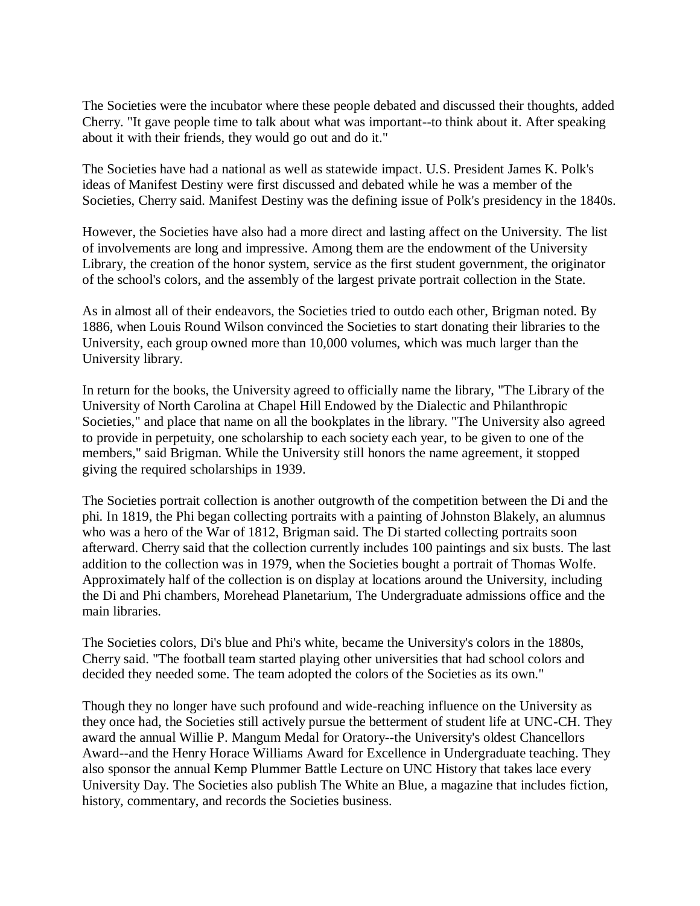The Societies were the incubator where these people debated and discussed their thoughts, added Cherry. "It gave people time to talk about what was important--to think about it. After speaking about it with their friends, they would go out and do it."

The Societies have had a national as well as statewide impact. U.S. President James K. Polk's ideas of Manifest Destiny were first discussed and debated while he was a member of the Societies, Cherry said. Manifest Destiny was the defining issue of Polk's presidency in the 1840s.

However, the Societies have also had a more direct and lasting affect on the University. The list of involvements are long and impressive. Among them are the endowment of the University Library, the creation of the honor system, service as the first student government, the originator of the school's colors, and the assembly of the largest private portrait collection in the State.

As in almost all of their endeavors, the Societies tried to outdo each other, Brigman noted. By 1886, when Louis Round Wilson convinced the Societies to start donating their libraries to the University, each group owned more than 10,000 volumes, which was much larger than the University library.

In return for the books, the University agreed to officially name the library, "The Library of the University of North Carolina at Chapel Hill Endowed by the Dialectic and Philanthropic Societies," and place that name on all the bookplates in the library. "The University also agreed to provide in perpetuity, one scholarship to each society each year, to be given to one of the members," said Brigman. While the University still honors the name agreement, it stopped giving the required scholarships in 1939.

The Societies portrait collection is another outgrowth of the competition between the Di and the phi. In 1819, the Phi began collecting portraits with a painting of Johnston Blakely, an alumnus who was a hero of the War of 1812, Brigman said. The Di started collecting portraits soon afterward. Cherry said that the collection currently includes 100 paintings and six busts. The last addition to the collection was in 1979, when the Societies bought a portrait of Thomas Wolfe. Approximately half of the collection is on display at locations around the University, including the Di and Phi chambers, Morehead Planetarium, The Undergraduate admissions office and the main libraries.

The Societies colors, Di's blue and Phi's white, became the University's colors in the 1880s, Cherry said. "The football team started playing other universities that had school colors and decided they needed some. The team adopted the colors of the Societies as its own."

Though they no longer have such profound and wide-reaching influence on the University as they once had, the Societies still actively pursue the betterment of student life at UNC-CH. They award the annual Willie P. Mangum Medal for Oratory--the University's oldest Chancellors Award--and the Henry Horace Williams Award for Excellence in Undergraduate teaching. They also sponsor the annual Kemp Plummer Battle Lecture on UNC History that takes lace every University Day. The Societies also publish The White an Blue, a magazine that includes fiction, history, commentary, and records the Societies business.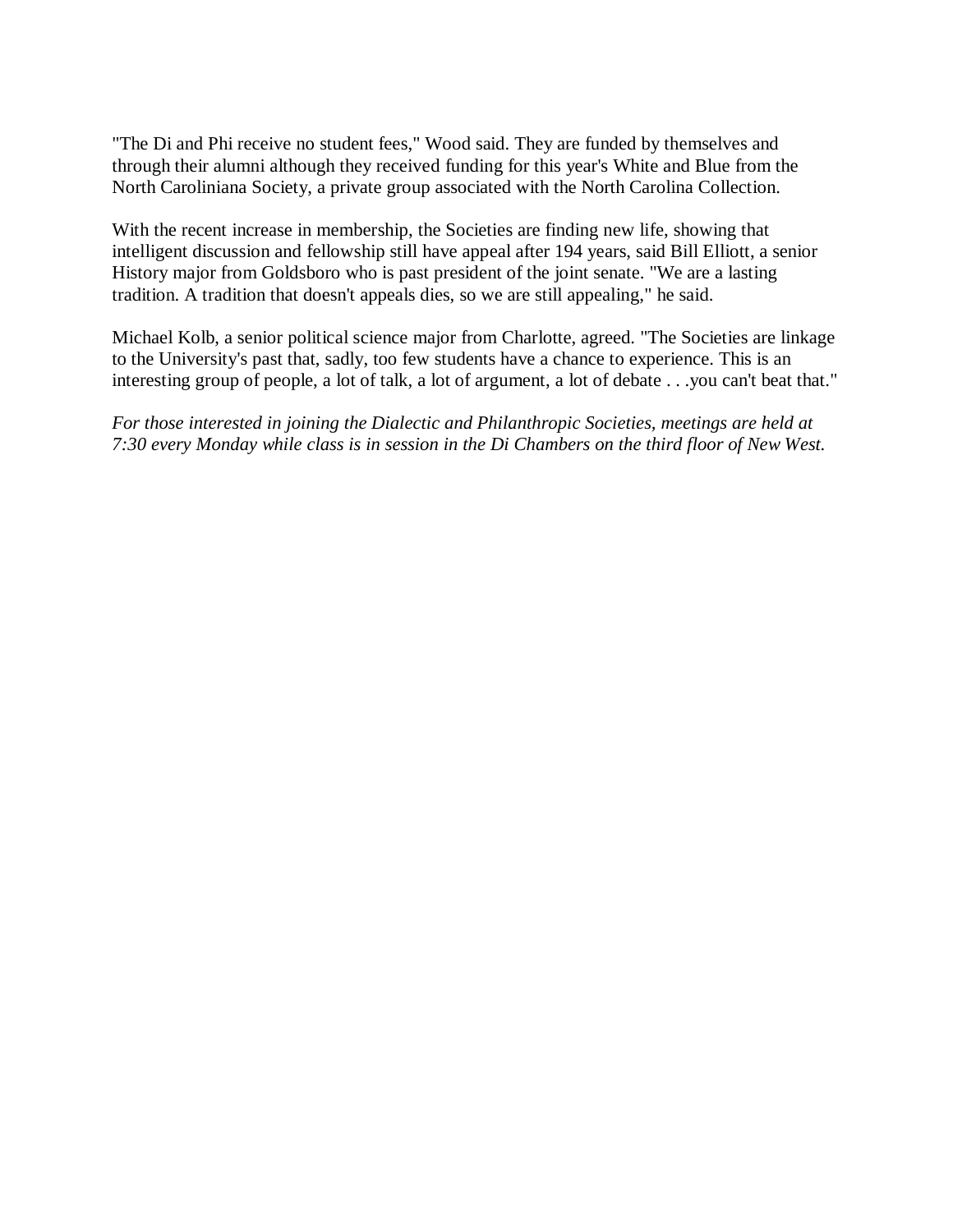"The Di and Phi receive no student fees," Wood said. They are funded by themselves and through their alumni although they received funding for this year's White and Blue from the North Caroliniana Society, a private group associated with the North Carolina Collection.

With the recent increase in membership, the Societies are finding new life, showing that intelligent discussion and fellowship still have appeal after 194 years, said Bill Elliott, a senior History major from Goldsboro who is past president of the joint senate. "We are a lasting tradition. A tradition that doesn't appeals dies, so we are still appealing," he said.

Michael Kolb, a senior political science major from Charlotte, agreed. "The Societies are linkage to the University's past that, sadly, too few students have a chance to experience. This is an interesting group of people, a lot of talk, a lot of argument, a lot of debate . . .you can't beat that."

*For those interested in joining the Dialectic and Philanthropic Societies, meetings are held at 7:30 every Monday while class is in session in the Di Chambers on the third floor of New West.*